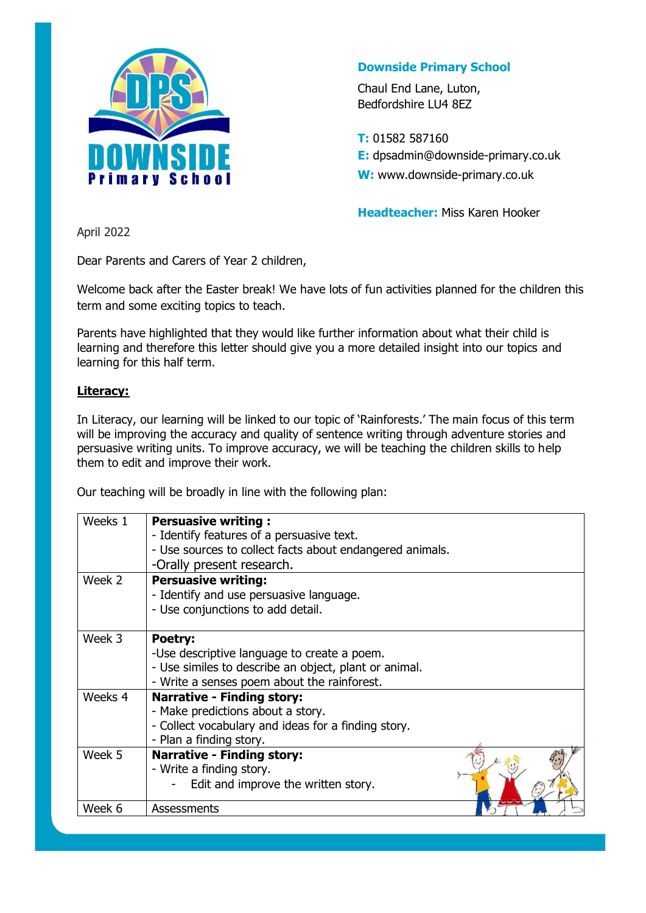**Downside Primary School**

Chaul End Lane, Luton,
Bedfordshire LU4 8EZ

**T:** 01582 587160
**E:** dpsadmin@downside-primary.co.uk
**W:** www.downside-primary.co.uk

**Headteacher:** Miss Karen Hooker

April 2022

Dear Parents and Carers of Year 2 children,

Welcome back after the Easter break! We have lots of fun activities planned for the children this term and some exciting topics to teach.

Parents have highlighted that they would like further information about what their child is learning and therefore this letter should give you a more detailed insight into our topics and learning for this half term.

## Literacy:

In Literacy, our learning will be linked to our topic of 'Rainforests.' The main focus of this term will be improving the accuracy and quality of sentence writing through adventure stories and persuasive writing units. To improve accuracy, we will be teaching the children skills to help them to edit and improve their work.

Our teaching will be broadly in line with the following plan:

| Weeks 1 | **Persuasive writing :**<br>- Identify features of a persuasive text.<br>- Use sources to collect facts about endangered animals.<br>-Orally present research. |
|---|---|
| Week 2 | **Persuasive writing:**<br>- Identify and use persuasive language.<br>- Use conjunctions to add detail. |
| Week 3 | **Poetry:**<br>-Use descriptive language to create a poem.<br>- Use similes to describe an object, plant or animal.<br>- Write a senses poem about the rainforest. |
| Weeks 4 | **Narrative - Finding story:**<br>- Make predictions about a story.<br>- Collect vocabulary and ideas for a finding story.<br>- Plan a finding story. |
| Week 5 | **Narrative - Finding story:**<br>- Write a finding story.<br>- Edit and improve the written story. |
| Week 6 | Assessments |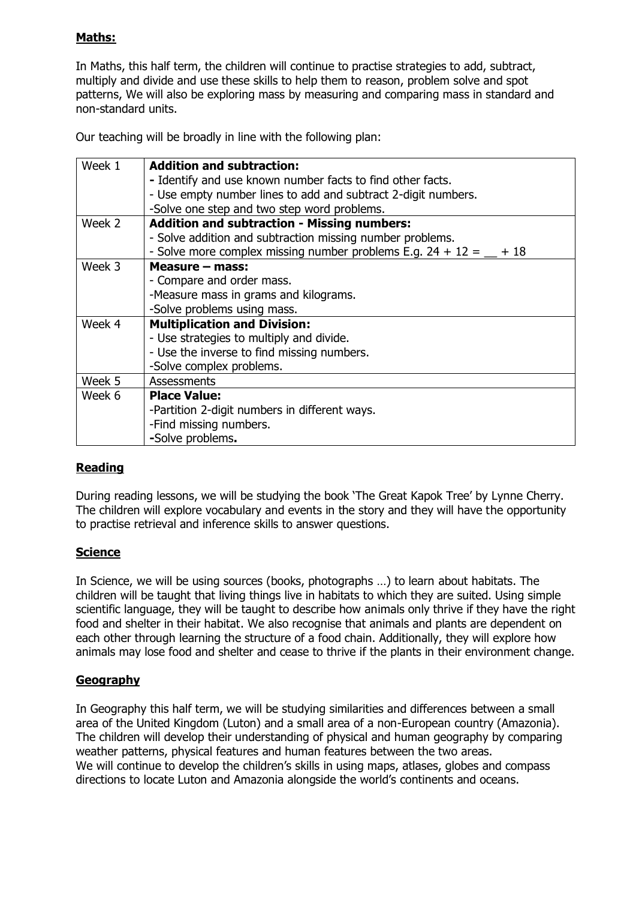## Maths:

In Maths, this half term, the children will continue to practise strategies to add, subtract, multiply and divide and use these skills to help them to reason, problem solve and spot patterns, We will also be exploring mass by measuring and comparing mass in standard and non-standard units.

Our teaching will be broadly in line with the following plan:

| | |
|---|---|
| Week 1 | **Addition and subtraction:**<br>- Identify and use known number facts to find other facts.<br>- Use empty number lines to add and subtract 2-digit numbers.<br>-Solve one step and two step word problems. |
| Week 2 | **Addition and subtraction - Missing numbers:**<br>- Solve addition and subtraction missing number problems.<br>- Solve more complex missing number problems E.g. $24 + 12 = \_\_ + 18$ |
| Week 3 | **Measure – mass:**<br>- Compare and order mass.<br>-Measure mass in grams and kilograms.<br>-Solve problems using mass. |
| Week 4 | **Multiplication and Division:**<br>- Use strategies to multiply and divide.<br>- Use the inverse to find missing numbers.<br>-Solve complex problems. |
| Week 5 | Assessments |
| Week 6 | **Place Value:**<br>-Partition 2-digit numbers in different ways.<br>-Find missing numbers.<br>-Solve problems. |

## Reading

During reading lessons, we will be studying the book 'The Great Kapok Tree' by Lynne Cherry. The children will explore vocabulary and events in the story and they will have the opportunity to practise retrieval and inference skills to answer questions.

## Science

In Science, we will be using sources (books, photographs …) to learn about habitats. The children will be taught that living things live in habitats to which they are suited. Using simple scientific language, they will be taught to describe how animals only thrive if they have the right food and shelter in their habitat. We also recognise that animals and plants are dependent on each other through learning the structure of a food chain. Additionally, they will explore how animals may lose food and shelter and cease to thrive if the plants in their environment change.

## Geography

In Geography this half term, we will be studying similarities and differences between a small area of the United Kingdom (Luton) and a small area of a non-European country (Amazonia). The children will develop their understanding of physical and human geography by comparing weather patterns, physical features and human features between the two areas.
We will continue to develop the children's skills in using maps, atlases, globes and compass directions to locate Luton and Amazonia alongside the world's continents and oceans.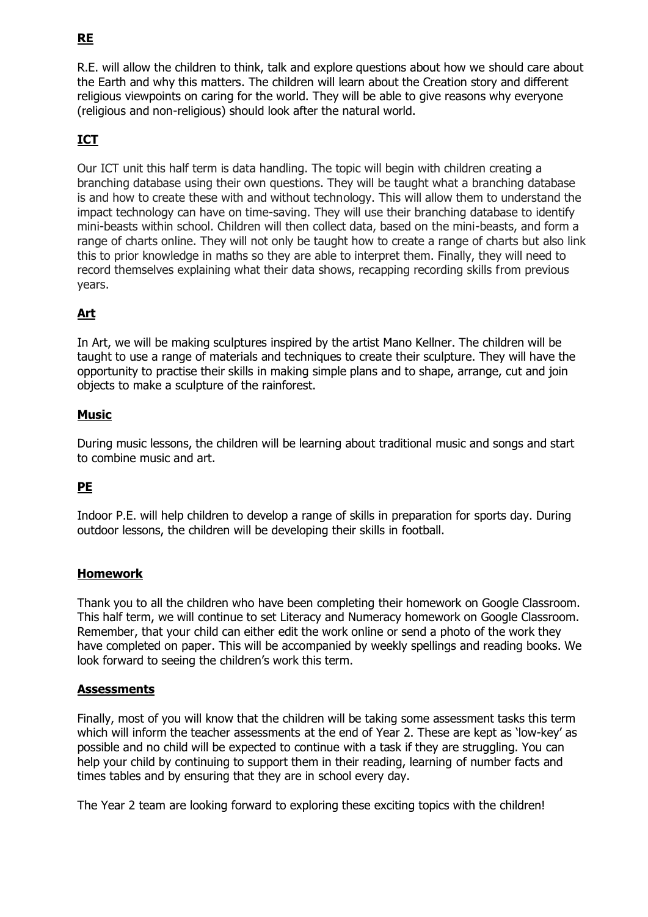## RE

R.E. will allow the children to think, talk and explore questions about how we should care about the Earth and why this matters. The children will learn about the Creation story and different religious viewpoints on caring for the world. They will be able to give reasons why everyone (religious and non-religious) should look after the natural world.

## ICT

Our ICT unit this half term is data handling. The topic will begin with children creating a branching database using their own questions. They will be taught what a branching database is and how to create these with and without technology. This will allow them to understand the impact technology can have on time-saving. They will use their branching database to identify mini-beasts within school. Children will then collect data, based on the mini-beasts, and form a range of charts online. They will not only be taught how to create a range of charts but also link this to prior knowledge in maths so they are able to interpret them. Finally, they will need to record themselves explaining what their data shows, recapping recording skills from previous years.

## Art

In Art, we will be making sculptures inspired by the artist Mano Kellner. The children will be taught to use a range of materials and techniques to create their sculpture. They will have the opportunity to practise their skills in making simple plans and to shape, arrange, cut and join objects to make a sculpture of the rainforest.

## Music

During music lessons, the children will be learning about traditional music and songs and start to combine music and art.

## PE

Indoor P.E. will help children to develop a range of skills in preparation for sports day. During outdoor lessons, the children will be developing their skills in football.

## Homework

Thank you to all the children who have been completing their homework on Google Classroom. This half term, we will continue to set Literacy and Numeracy homework on Google Classroom. Remember, that your child can either edit the work online or send a photo of the work they have completed on paper. This will be accompanied by weekly spellings and reading books. We look forward to seeing the children's work this term.

## Assessments

Finally, most of you will know that the children will be taking some assessment tasks this term which will inform the teacher assessments at the end of Year 2. These are kept as 'low-key' as possible and no child will be expected to continue with a task if they are struggling. You can help your child by continuing to support them in their reading, learning of number facts and times tables and by ensuring that they are in school every day.

The Year 2 team are looking forward to exploring these exciting topics with the children!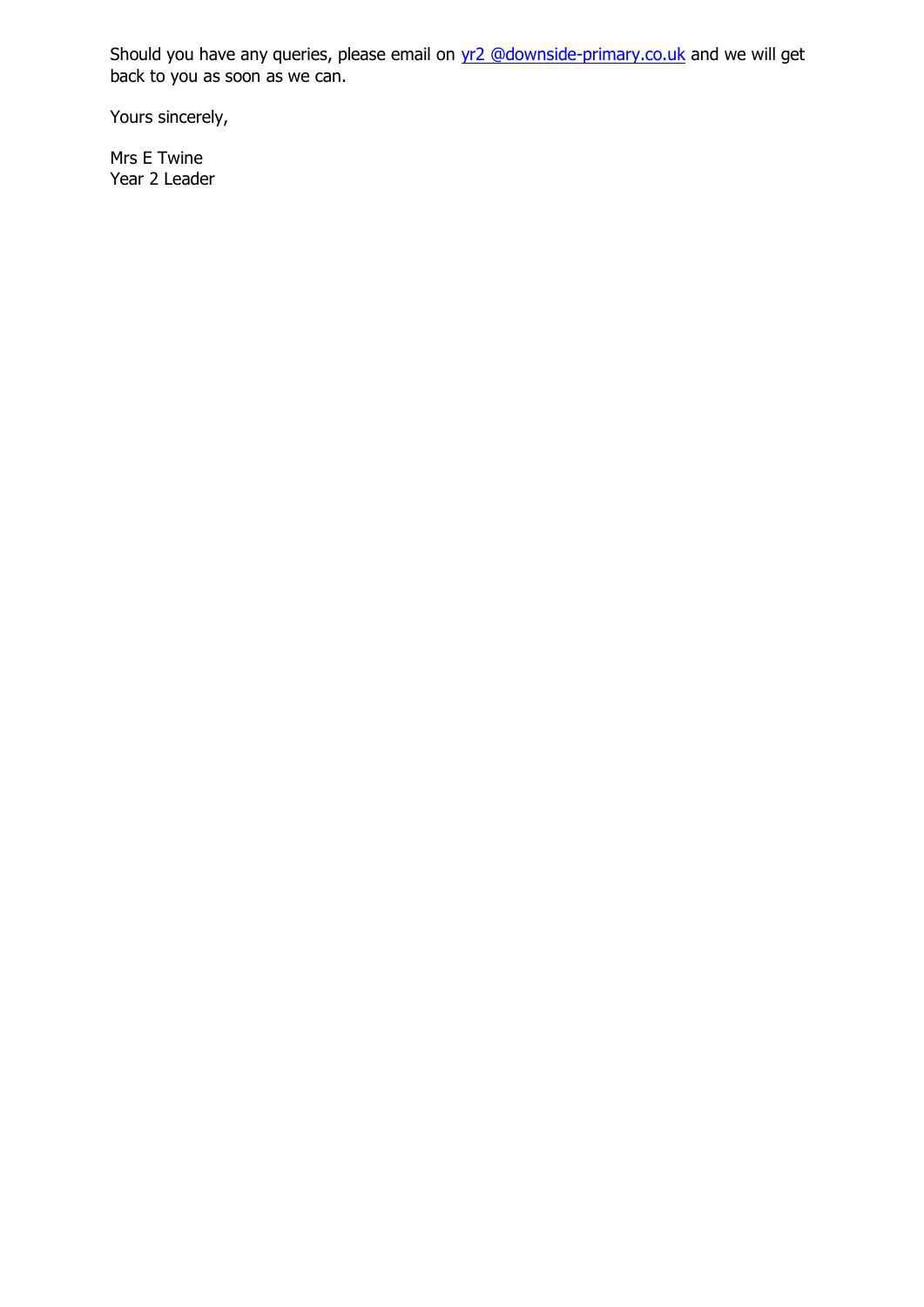Should you have any queries, please email on [yr2 @downside-primary.co.uk](mailto:yr2@downside-primary.co.uk) and we will get back to you as soon as we can.

Yours sincerely,

Mrs E Twine
Year 2 Leader